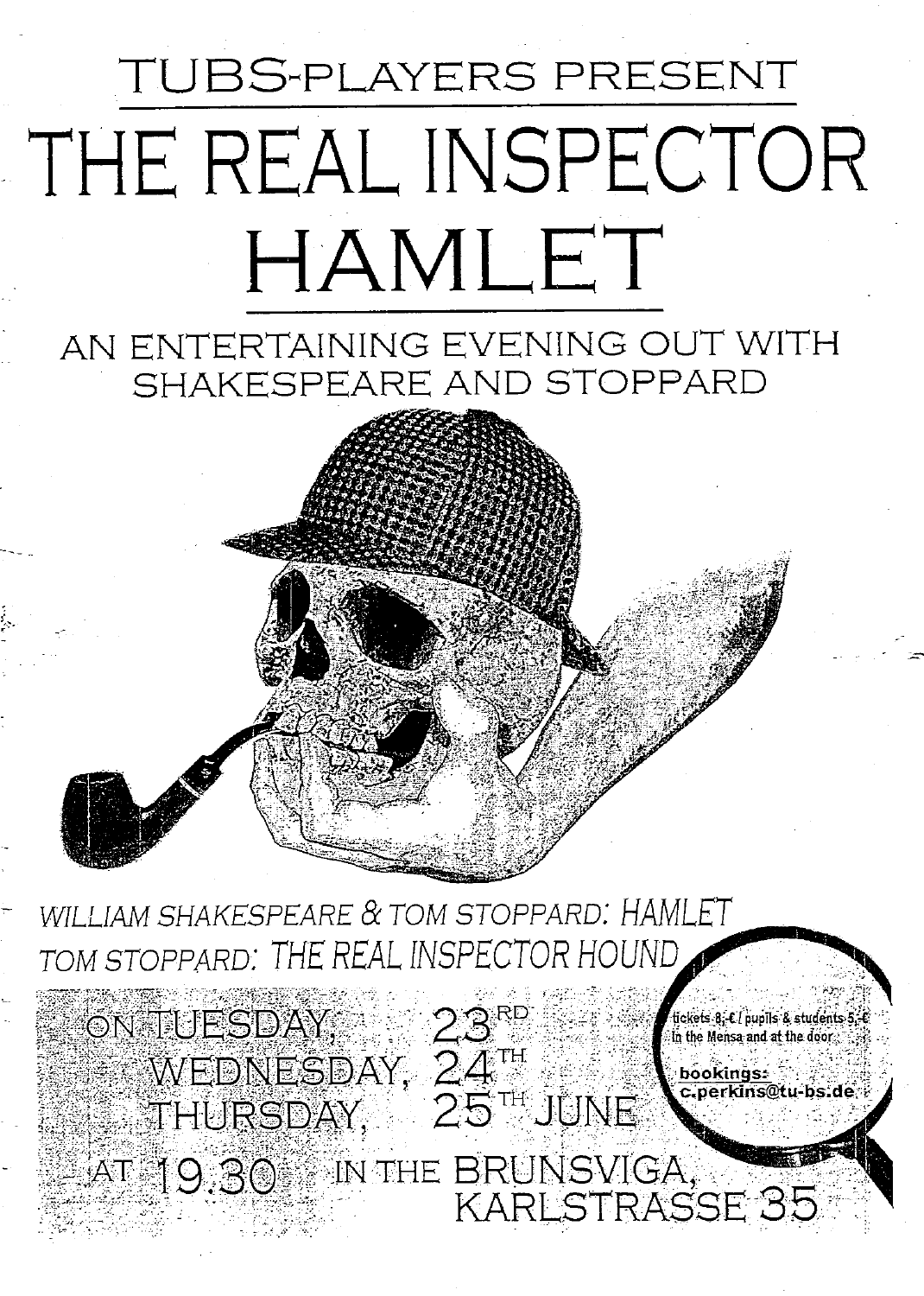TUBS-PLAYERS PRESENT

# THE REAL INSPECTOR HAMLET

## AN ENTERTAINING EVENING OUT WITH SHAKESPEARE AND STOPPARD

*WILLIAM SHAKESPEARE & TOM STOPPARD: HAMLET*

*TOM STOPPARD: THE REAL INSPECTOR HOUND*

ON TUESDAY, 23RD
WEDNESDAY, 24TH
THURSDAY, 25TH JUNE

AT 19.30 IN THE BRUNSVIGA, KARLSTRASSE 35

tickets 8,-€ / pupils & students 5,-€ in the Mensa and at the door

**bookings:** c.perkins@tu-bs.de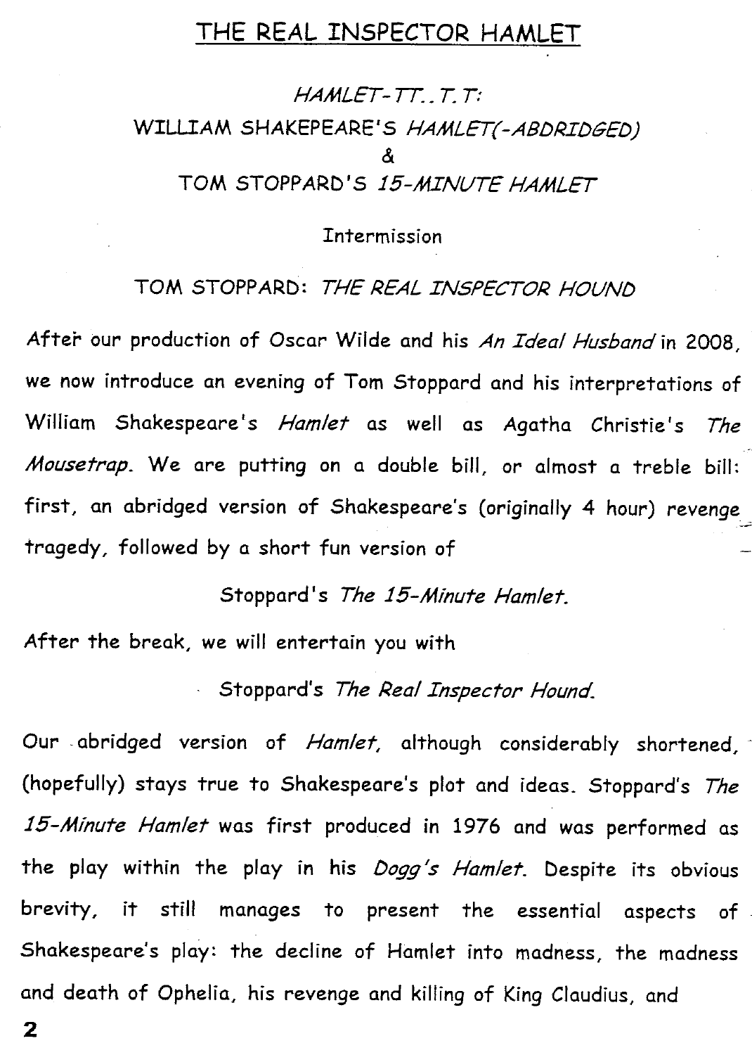# THE REAL INSPECTOR HAMLET

*HAMLET-TT..T.T:*

WILLIAM SHAKEPEARE'S *HAMLET(-ABDRIDGED)*

&

TOM STOPPARD'S *15-MINUTE HAMLET*

Intermission

TOM STOPPARD: *THE REAL INSPECTOR HOUND*

After our production of Oscar Wilde and his *An Ideal Husband* in 2008, we now introduce an evening of Tom Stoppard and his interpretations of William Shakespeare's *Hamlet* as well as Agatha Christie's *The Mousetrap*. We are putting on a double bill, or almost a treble bill: first, an abridged version of Shakespeare's (originally 4 hour) revenge tragedy, followed by a short fun version of

Stoppard's *The 15-Minute Hamlet*.

After the break, we will entertain you with

Stoppard's *The Real Inspector Hound*.

Our abridged version of *Hamlet*, although considerably shortened, (hopefully) stays true to Shakespeare's plot and ideas. Stoppard's *The 15-Minute Hamlet* was first produced in 1976 and was performed as the play within the play in his *Dogg's Hamlet*. Despite its obvious brevity, it still manages to present the essential aspects of Shakespeare's play: the decline of Hamlet into madness, the madness and death of Ophelia, his revenge and killing of King Claudius, and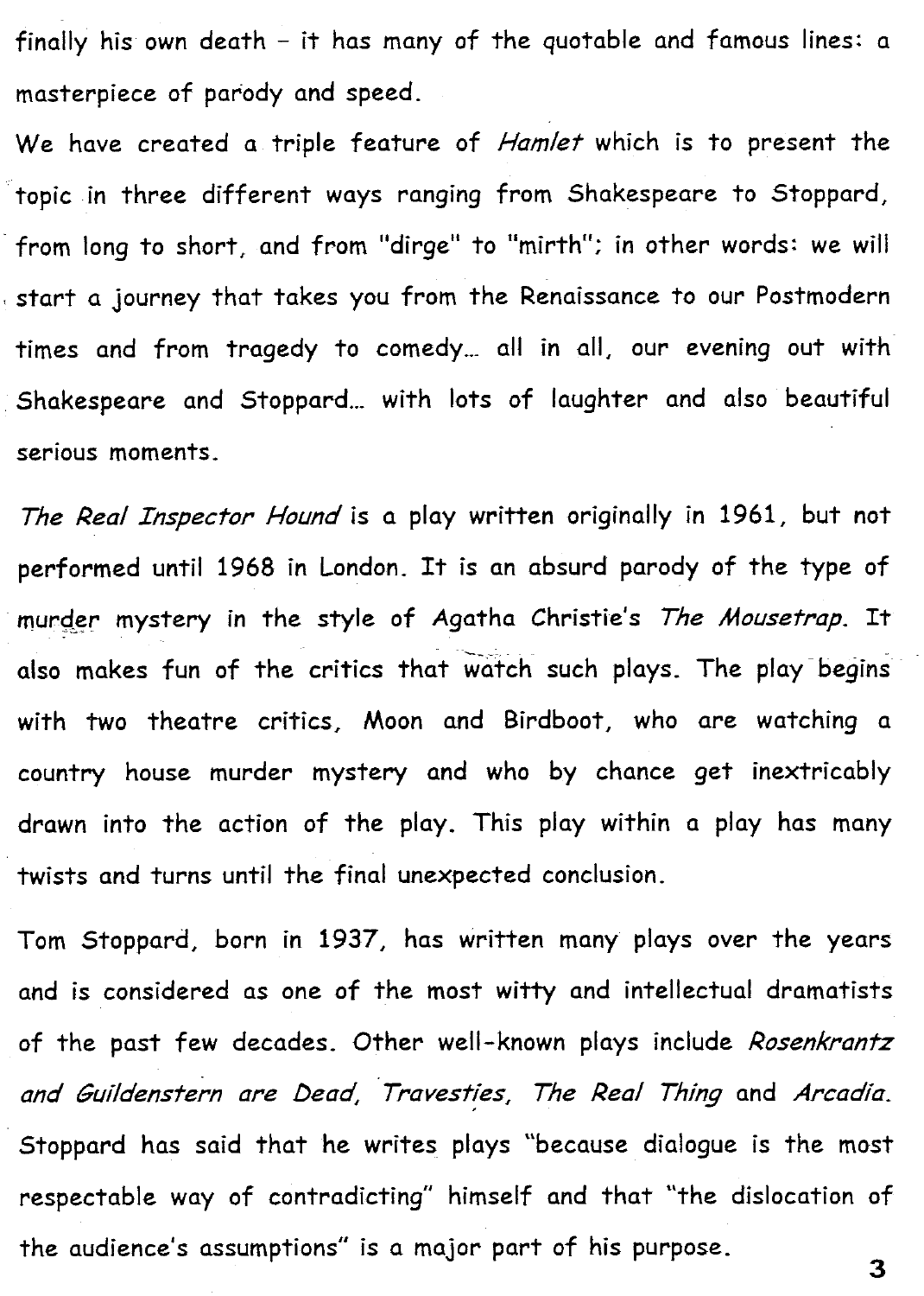finally his own death – it has many of the quotable and famous lines: a masterpiece of parody and speed.

We have created a triple feature of *Hamlet* which is to present the topic in three different ways ranging from Shakespeare to Stoppard, from long to short, and from "dirge" to "mirth"; in other words: we will start a journey that takes you from the Renaissance to our Postmodern times and from tragedy to comedy… all in all, our evening out with Shakespeare and Stoppard… with lots of laughter and also beautiful serious moments.

*The Real Inspector Hound* is a play written originally in 1961, but not performed until 1968 in London. It is an absurd parody of the type of murder mystery in the style of Agatha Christie's *The Mousetrap*. It also makes fun of the critics that watch such plays. The play begins with two theatre critics, Moon and Birdboot, who are watching a country house murder mystery and who by chance get inextricably drawn into the action of the play. This play within a play has many twists and turns until the final unexpected conclusion.

Tom Stoppard, born in 1937, has written many plays over the years and is considered as one of the most witty and intellectual dramatists of the past few decades. Other well-known plays include *Rosenkrantz and Guildenstern are Dead*, *Travesties*, *The Real Thing* and *Arcadia*. Stoppard has said that he writes plays "because dialogue is the most respectable way of contradicting" himself and that "the dislocation of the audience's assumptions" is a major part of his purpose.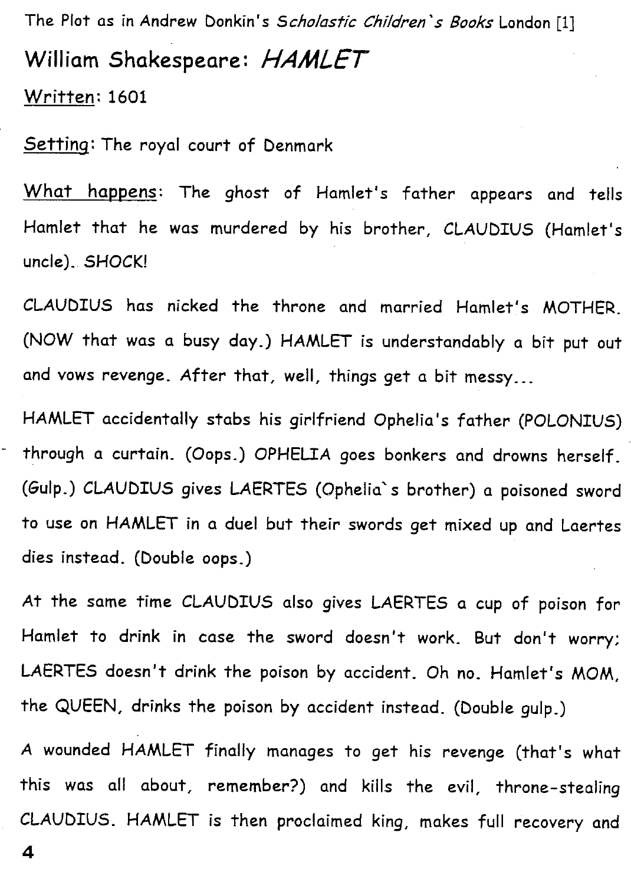The Plot as in Andrew Donkin's *Scholastic Children`s Books* London [1]

# William Shakespeare: *HAMLET*

Written: 1601

Setting: The royal court of Denmark

What happens: The ghost of Hamlet's father appears and tells Hamlet that he was murdered by his brother, CLAUDIUS (Hamlet's uncle). SHOCK!

CLAUDIUS has nicked the throne and married Hamlet's MOTHER. (NOW that was a busy day.) HAMLET is understandably a bit put out and vows revenge. After that, well, things get a bit messy...

HAMLET accidentally stabs his girlfriend Ophelia's father (POLONIUS) through a curtain. (Oops.) OPHELIA goes bonkers and drowns herself. (Gulp.) CLAUDIUS gives LAERTES (Ophelia`s brother) a poisoned sword to use on HAMLET in a duel but their swords get mixed up and Laertes dies instead. (Double oops.)

At the same time CLAUDIUS also gives LAERTES a cup of poison for Hamlet to drink in case the sword doesn't work. But don't worry; LAERTES doesn't drink the poison by accident. Oh no. Hamlet's MOM, the QUEEN, drinks the poison by accident instead. (Double gulp.)

A wounded HAMLET finally manages to get his revenge (that's what this was all about, remember?) and kills the evil, throne-stealing CLAUDIUS. HAMLET is then proclaimed king, makes full recovery and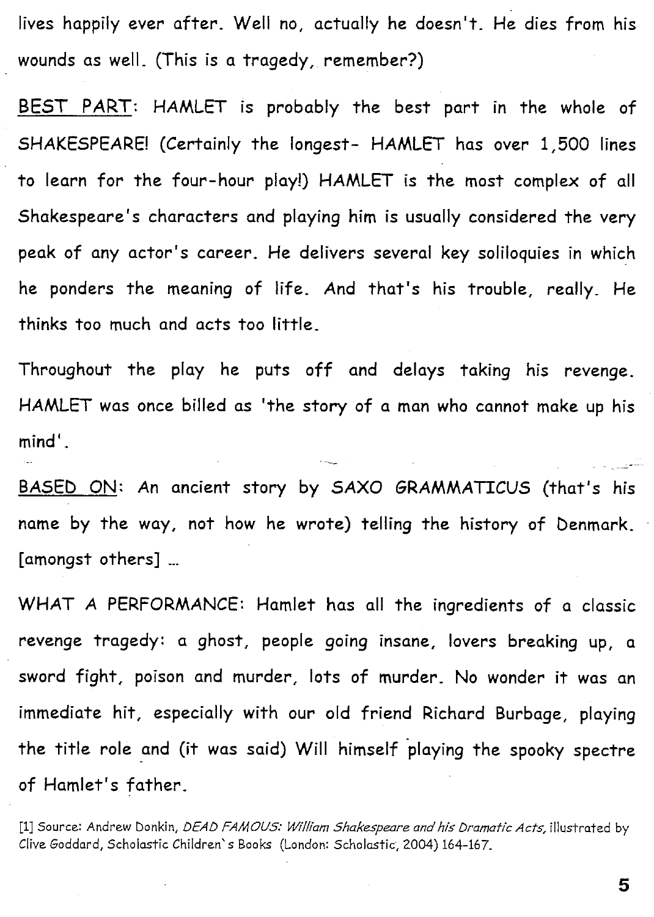lives happily ever after. Well no, actually he doesn't. He dies from his wounds as well. (This is a tragedy, remember?)

<u>BEST PART</u>: HAMLET is probably the best part in the whole of SHAKESPEARE! (Certainly the longest- HAMLET has over 1,500 lines to learn for the four-hour play!) HAMLET is the most complex of all Shakespeare's characters and playing him is usually considered the very peak of any actor's career. He delivers several key soliloquies in which he ponders the meaning of life. And that's his trouble, really. He thinks too much and acts too little.

Throughout the play he puts off and delays taking his revenge. HAMLET was once billed as 'the story of a man who cannot make up his mind'.

<u>BASED ON</u>: An ancient story by SAXO GRAMMATICUS (that's his name by the way, not how he wrote) telling the history of Denmark. [amongst others] ...

WHAT A PERFORMANCE: Hamlet has all the ingredients of a classic revenge tragedy: a ghost, people going insane, lovers breaking up, a sword fight, poison and murder, lots of murder. No wonder it was an immediate hit, especially with our old friend Richard Burbage, playing the title role and (it was said) Will himself playing the spooky spectre of Hamlet's father.

[1] Source: Andrew Donkin, *DEAD FAMOUS: William Shakespeare and his Dramatic Acts,* illustrated by Clive Goddard, Scholastic Children's Books (London: Scholastic, 2004) 164-167.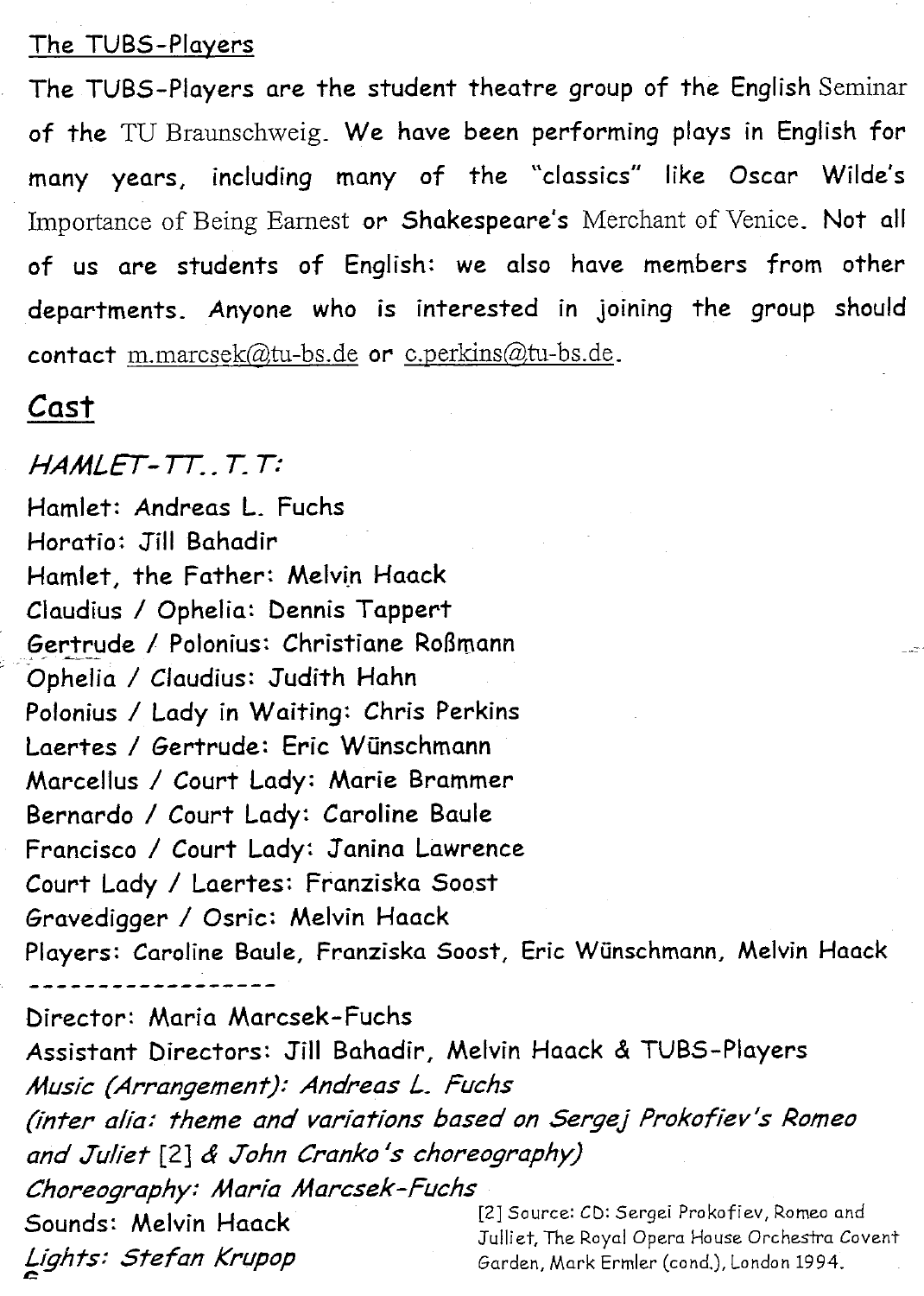## The TUBS-Players

The TUBS-Players are the student theatre group of the English Seminar of the TU Braunschweig. We have been performing plays in English for many years, including many of the "classics" like Oscar Wilde's *Importance of Being Earnest* or Shakespeare's *Merchant of Venice*. Not all of us are students of English: we also have members from other departments. Anyone who is interested in joining the group should contact m.marcsek@tu-bs.de or c.perkins@tu-bs.de.

## Cast

*HAMLET-TT..T.T:*

Hamlet: Andreas L. Fuchs
Horatio: Jill Bahadir
Hamlet, the Father: Melvin Haack
Claudius / Ophelia: Dennis Tappert
Gertrude / Polonius: Christiane Roßmann
Ophelia / Claudius: Judith Hahn
Polonius / Lady in Waiting: Chris Perkins
Laertes / Gertrude: Eric Wünschmann
Marcellus / Court Lady: Marie Brammer
Bernardo / Court Lady: Caroline Baule
Francisco / Court Lady: Janina Lawrence
Court Lady / Laertes: Franziska Soost
Gravedigger / Osric: Melvin Haack
Players: Caroline Baule, Franziska Soost, Eric Wünschmann, Melvin Haack

------------------

Director: Maria Marcsek-Fuchs
Assistant Directors: Jill Bahadir, Melvin Haack & TUBS-Players
*Music (Arrangement): Andreas L. Fuchs*
*(inter alia: theme and variations based on Sergej Prokofiev's Romeo and Juliet* [2] *& John Cranko's choreography)*
*Choreography: Maria Marcsek-Fuchs*
Sounds: Melvin Haack
*Lights: Stefan Krupop*

[2] Source: CD: Sergei Prokofiev, Romeo and Julliet, The Royal Opera House Orchestra Covent Garden, Mark Ermler (cond.), London 1994.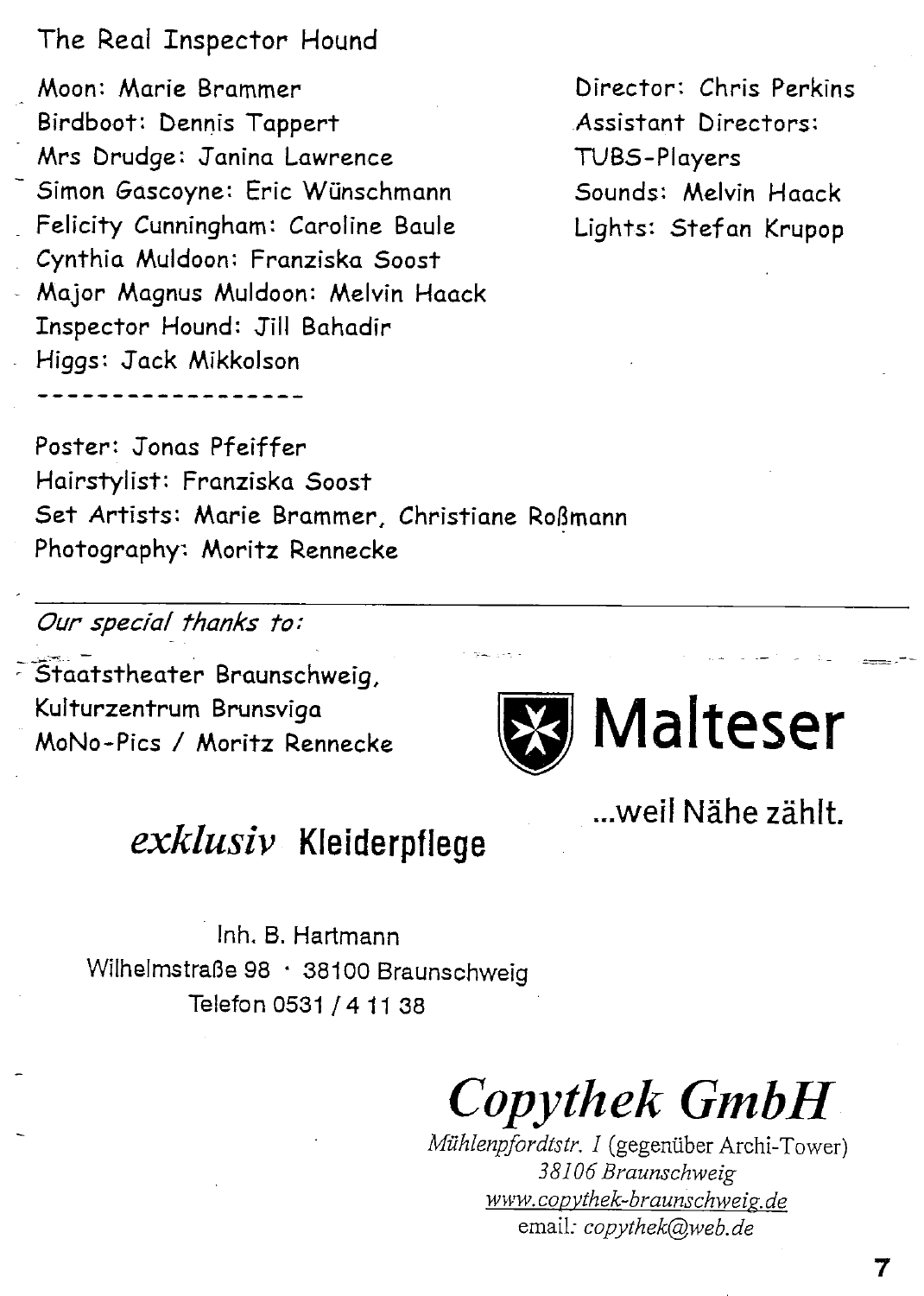## The Real Inspector Hound

Moon: Marie Brammer
Birdboot: Dennis Tappert
Mrs Drudge: Janina Lawrence
Simon Gascoyne: Eric Wünschmann
Felicity Cunningham: Caroline Baule
Cynthia Muldoon: Franziska Soost
Major Magnus Muldoon: Melvin Haack
Inspector Hound: Jill Bahadir
Higgs: Jack Mikkolson

Director: Chris Perkins
Assistant Directors:
TUBS-Players
Sounds: Melvin Haack
Lights: Stefan Krupop

------------------

Poster: Jonas Pfeiffer
Hairstylist: Franziska Soost
Set Artists: Marie Brammer, Christiane Roßmann
Photography: Moritz Rennecke

---

*Our special thanks to:*

Staatstheater Braunschweig,
Kulturzentrum Brunsviga
MoNo-Pics / Moritz Rennecke

**Malteser**
...weil Nähe zählt.

***exklusiv* Kleiderpflege**

Inh. B. Hartmann
Wilhelmstraße 98 · 38100 Braunschweig
Telefon 0531 / 4 11 38

***Copythek GmbH***
*Mühlenpfordtstr. 1* (gegenüber Archi-Tower)
*38106 Braunschweig*
*www.copythek-braunschweig.de*
email: *copythek@web.de*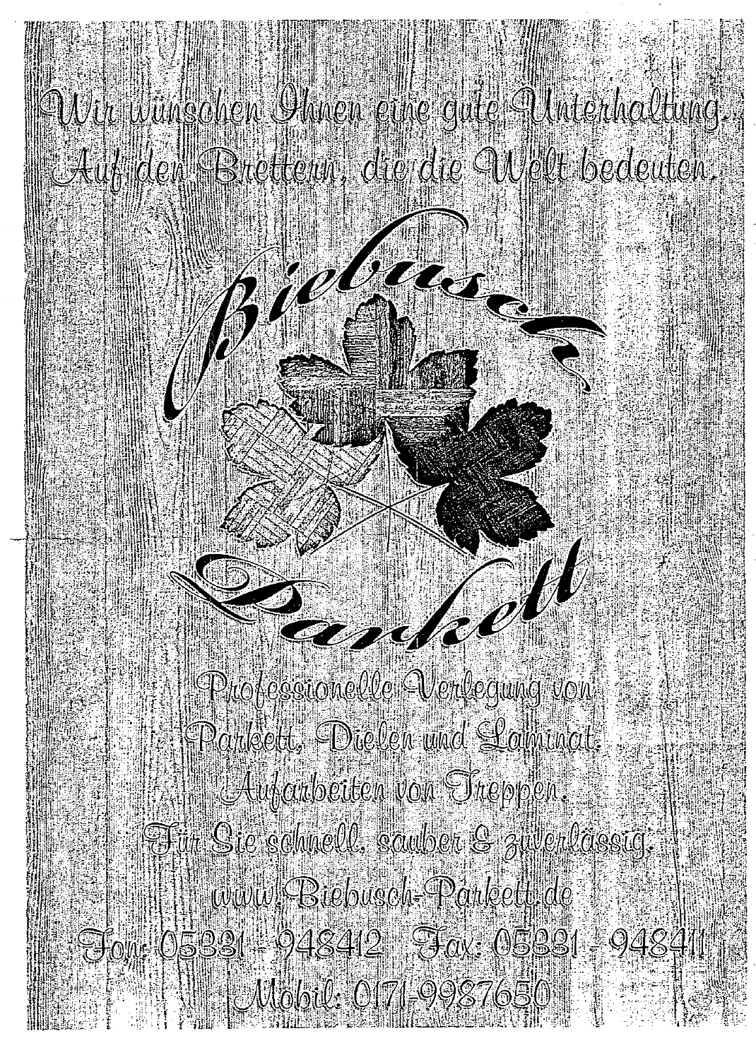Wir wünschen Ihnen eine gute Unterhaltung.
Auf den Brettern, die die Welt bedeuten.

Biebusch Parkett

Professionelle Verlegung von
Parkett, Dielen und Laminat.
Aufarbeiten von Treppen.
Für Sie schnell, sauber & zuverlässig.
www.Biebusch-Parkett.de
Fon: 05331 - 948412 Fax: 05331 - 948411
Mobil: 0171-9987650